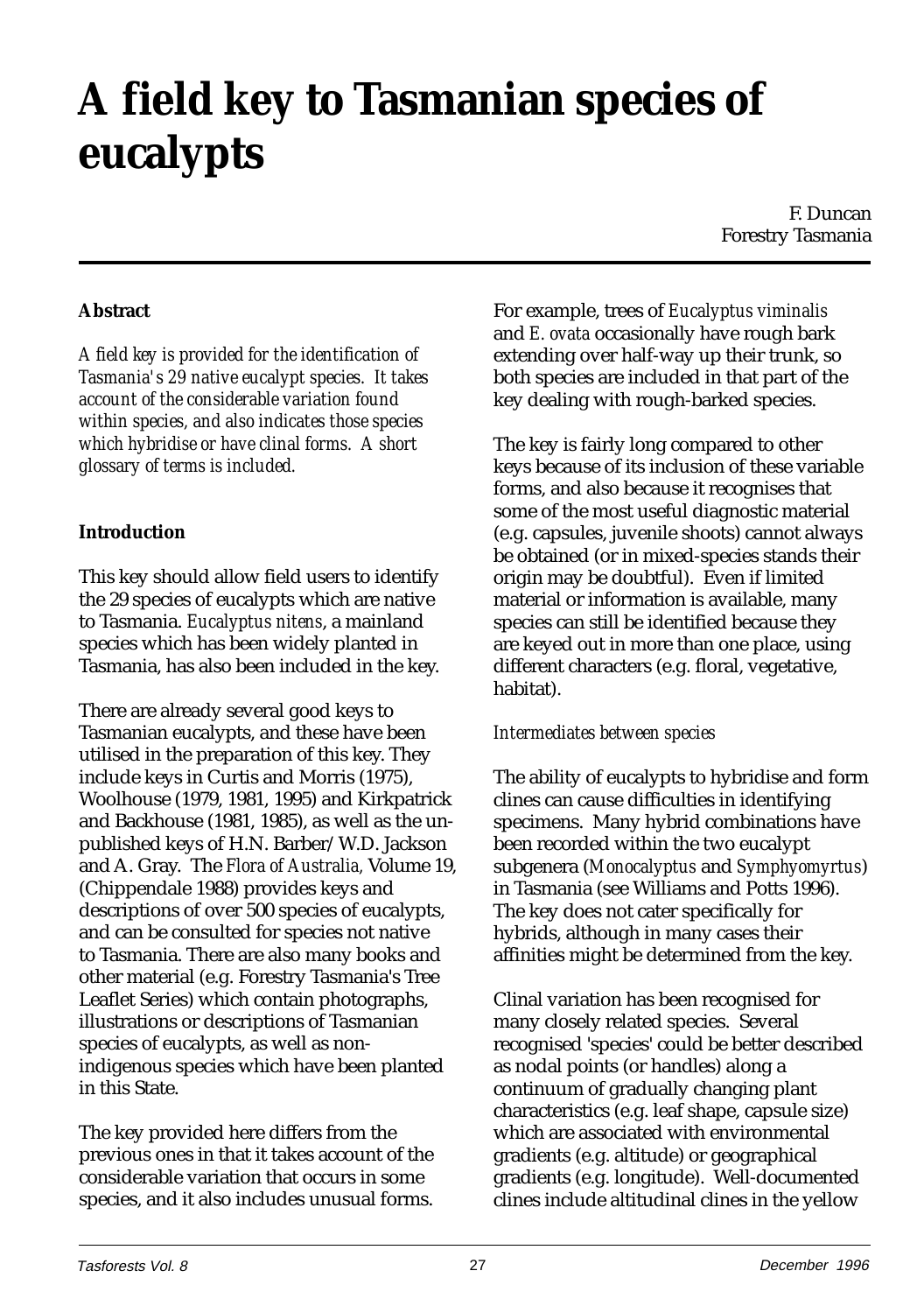# A field key to Tasmanian species of eucalypts

F. Duncan
Forestry Tasmania

**Abstract**

*A field key is provided for the identification of Tasmania's 29 native eucalypt species. It takes account of the considerable variation found within species, and also indicates those species which hybridise or have clinal forms. A short glossary of terms is included.*

**Introduction**

This key should allow field users to identify the 29 species of eucalypts which are native to Tasmania. *Eucalyptus nitens*, a mainland species which has been widely planted in Tasmania, has also been included in the key.

There are already several good keys to Tasmanian eucalypts, and these have been utilised in the preparation of this key. They include keys in Curtis and Morris (1975), Woolhouse (1979, 1981, 1995) and Kirkpatrick and Backhouse (1981, 1985), as well as the unpublished keys of H.N. Barber/W.D. Jackson and A. Gray. The *Flora of Australia,* Volume 19, (Chippendale 1988) provides keys and descriptions of over 500 species of eucalypts, and can be consulted for species not native to Tasmania. There are also many books and other material (e.g. Forestry Tasmania's Tree Leaflet Series) which contain photographs, illustrations or descriptions of Tasmanian species of eucalypts, as well as non-indigenous species which have been planted in this State.

The key provided here differs from the previous ones in that it takes account of the considerable variation that occurs in some species, and it also includes unusual forms. For example, trees of *Eucalyptus viminalis* and *E. ovata* occasionally have rough bark extending over half-way up their trunk, so both species are included in that part of the key dealing with rough-barked species.

The key is fairly long compared to other keys because of its inclusion of these variable forms, and also because it recognises that some of the most useful diagnostic material (e.g. capsules, juvenile shoots) cannot always be obtained (or in mixed-species stands their origin may be doubtful). Even if limited material or information is available, many species can still be identified because they are keyed out in more than one place, using different characters (e.g. floral, vegetative, habitat).

*Intermediates between species*

The ability of eucalypts to hybridise and form clines can cause difficulties in identifying specimens. Many hybrid combinations have been recorded within the two eucalypt subgenera (*Monocalyptus* and *Symphyomyrtus*) in Tasmania (see Williams and Potts 1996). The key does not cater specifically for hybrids, although in many cases their affinities might be determined from the key.

Clinal variation has been recognised for many closely related species. Several recognised 'species' could be better described as nodal points (or handles) along a continuum of gradually changing plant characteristics (e.g. leaf shape, capsule size) which are associated with environmental gradients (e.g. altitude) or geographical gradients (e.g. longitude). Well-documented clines include altitudinal clines in the yellow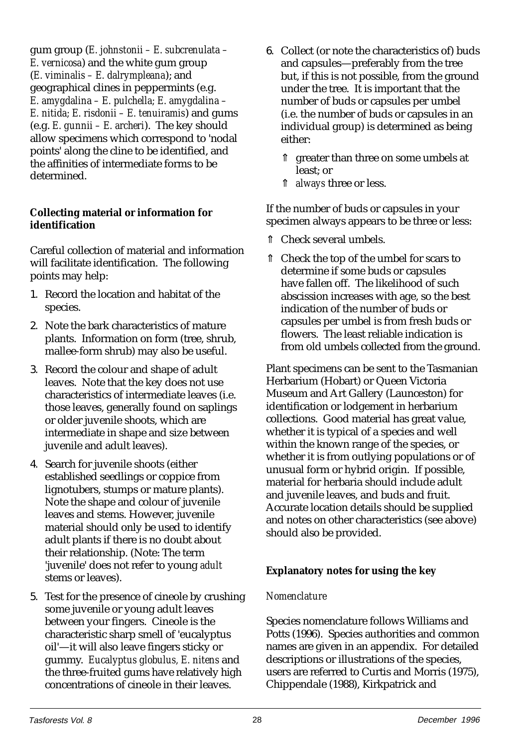gum group (*E. johnstonii – E. subcrenulata – E. vernicosa*) and the white gum group (*E. viminalis – E. dalrympleana*); and geographical clines in peppermints (e.g. *E. amygdalina – E. pulchella; E. amygdalina – E. nitida; E. risdonii – E. tenuiramis*) and gums (e.g. *E. gunnii – E. archeri*). The key should allow specimens which correspond to 'nodal points' along the cline to be identified, and the affinities of intermediate forms to be determined.

**Collecting material or information for identification**

Careful collection of material and information will facilitate identification. The following points may help:

1. Record the location and habitat of the species.
2. Note the bark characteristics of mature plants. Information on form (tree, shrub, mallee-form shrub) may also be useful.
3. Record the colour and shape of adult leaves. Note that the key does not use characteristics of intermediate leaves (i.e. those leaves, generally found on saplings or older juvenile shoots, which are intermediate in shape and size between juvenile and adult leaves).
4. Search for juvenile shoots (either established seedlings or coppice from lignotubers, stumps or mature plants). Note the shape and colour of juvenile leaves and stems. However, juvenile material should only be used to identify adult plants if there is no doubt about their relationship. (Note: The term 'juvenile' does not refer to young *adult* stems or leaves).
5. Test for the presence of cineole by crushing some juvenile or young adult leaves between your fingers. Cineole is the characteristic sharp smell of 'eucalyptus oil'—it will also leave fingers sticky or gummy. *Eucalyptus globulus, E. nitens* and the three-fruited gums have relatively high concentrations of cineole in their leaves.
6. Collect (or note the characteristics of) buds and capsules—preferably from the tree but, if this is not possible, from the ground under the tree. It is important that the number of buds or capsules per umbel (i.e. the number of buds or capsules in an individual group) is determined as being either:
   - greater than three on some umbels at least; or
   - *always* three or less.

If the number of buds or capsules in your specimen always appears to be three or less:

- Check several umbels.
- Check the top of the umbel for scars to determine if some buds or capsules have fallen off. The likelihood of such abscission increases with age, so the best indication of the number of buds or capsules per umbel is from fresh buds or flowers. The least reliable indication is from old umbels collected from the ground.

Plant specimens can be sent to the Tasmanian Herbarium (Hobart) or Queen Victoria Museum and Art Gallery (Launceston) for identification or lodgement in herbarium collections. Good material has great value, whether it is typical of a species and well within the known range of the species, or whether it is from outlying populations or of unusual form or hybrid origin. If possible, material for herbaria should include adult and juvenile leaves, and buds and fruit. Accurate location details should be supplied and notes on other characteristics (see above) should also be provided.

**Explanatory notes for using the key**

*Nomenclature*

Species nomenclature follows Williams and Potts (1996). Species authorities and common names are given in an appendix. For detailed descriptions or illustrations of the species, users are referred to Curtis and Morris (1975), Chippendale (1988), Kirkpatrick and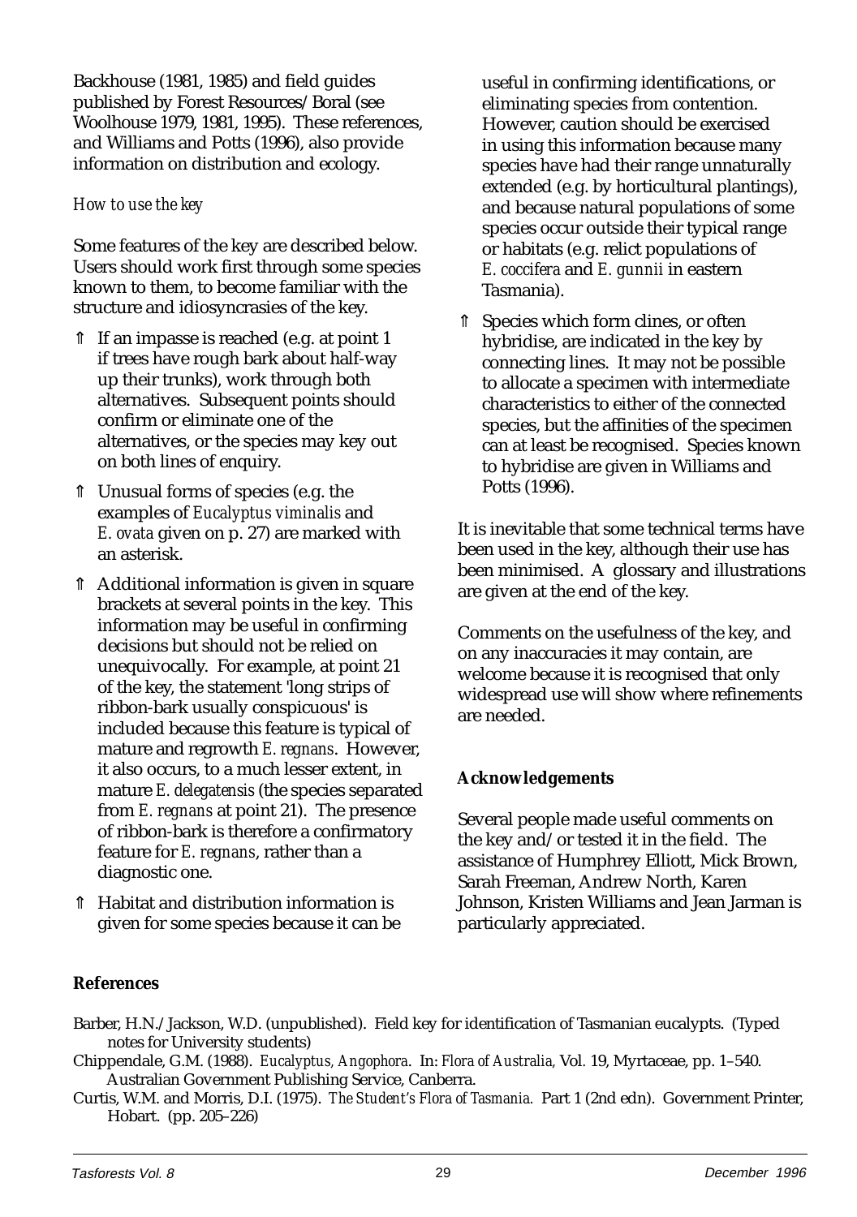Backhouse (1981, 1985) and field guides published by Forest Resources/Boral (see Woolhouse 1979, 1981, 1995). These references, and Williams and Potts (1996), also provide information on distribution and ecology.

*How to use the key*

Some features of the key are described below. Users should work first through some species known to them, to become familiar with the structure and idiosyncrasies of the key.

- If an impasse is reached (e.g. at point 1 if trees have rough bark about half-way up their trunks), work through both alternatives. Subsequent points should confirm or eliminate one of the alternatives, or the species may key out on both lines of enquiry.
- Unusual forms of species (e.g. the examples of *Eucalyptus viminalis* and *E. ovata* given on p. 27) are marked with an asterisk.
- Additional information is given in square brackets at several points in the key. This information may be useful in confirming decisions but should not be relied on unequivocally. For example, at point 21 of the key, the statement 'long strips of ribbon-bark usually conspicuous' is included because this feature is typical of mature and regrowth *E. regnans*. However, it also occurs, to a much lesser extent, in mature *E. delegatensis* (the species separated from *E. regnans* at point 21). The presence of ribbon-bark is therefore a confirmatory feature for *E. regnans*, rather than a diagnostic one.
- Habitat and distribution information is given for some species because it can be useful in confirming identifications, or eliminating species from contention. However, caution should be exercised in using this information because many species have had their range unnaturally extended (e.g. by horticultural plantings), and because natural populations of some species occur outside their typical range or habitats (e.g. relict populations of *E. coccifera* and *E. gunnii* in eastern Tasmania).
- Species which form clines, or often hybridise, are indicated in the key by connecting lines. It may not be possible to allocate a specimen with intermediate characteristics to either of the connected species, but the affinities of the specimen can at least be recognised. Species known to hybridise are given in Williams and Potts (1996).

It is inevitable that some technical terms have been used in the key, although their use has been minimised. A glossary and illustrations are given at the end of the key.

Comments on the usefulness of the key, and on any inaccuracies it may contain, are welcome because it is recognised that only widespread use will show where refinements are needed.

**Acknowledgements**

Several people made useful comments on the key and/or tested it in the field. The assistance of Humphrey Elliott, Mick Brown, Sarah Freeman, Andrew North, Karen Johnson, Kristen Williams and Jean Jarman is particularly appreciated.

**References**

Barber, H.N./Jackson, W.D. (unpublished). Field key for identification of Tasmanian eucalypts. (Typed notes for University students)

Chippendale, G.M. (1988). *Eucalyptus, Angophora*. In: *Flora of Australia,* Vol. 19, Myrtaceae, pp. 1–540. Australian Government Publishing Service, Canberra.

Curtis, W.M. and Morris, D.I. (1975). *The Student's Flora of Tasmania.* Part 1 (2nd edn). Government Printer, Hobart. (pp. 205–226)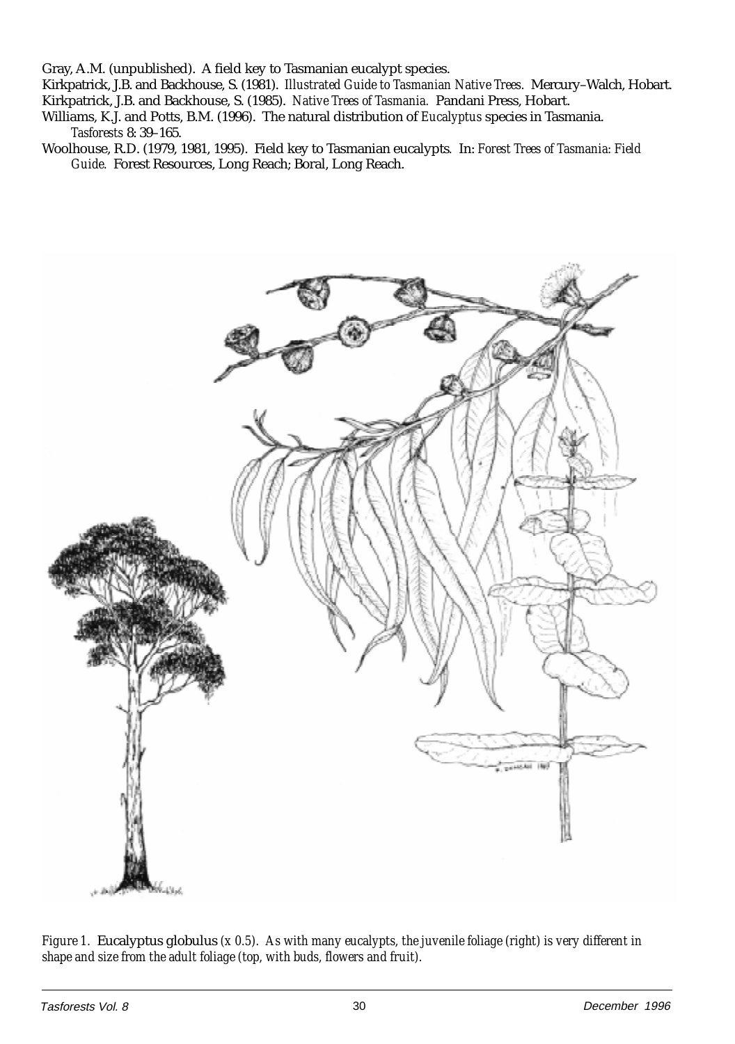Gray, A.M. (unpublished). A field key to Tasmanian eucalypt species.

Kirkpatrick, J.B. and Backhouse, S. (1981). *Illustrated Guide to Tasmanian Native Trees.* Mercury–Walch, Hobart.

Kirkpatrick, J.B. and Backhouse, S. (1985). *Native Trees of Tasmania.* Pandani Press, Hobart.

Williams, K.J. and Potts, B.M. (1996). The natural distribution of *Eucalyptus* species in Tasmania. *Tasforests* 8: 39–165.

Woolhouse, R.D. (1979, 1981, 1995). Field key to Tasmanian eucalypts. In: *Forest Trees of Tasmania: Field Guide.* Forest Resources, Long Reach; Boral, Long Reach.

*Figure 1.* Eucalyptus globulus *(x 0.5). As with many eucalypts, the juvenile foliage (right) is very different in shape and size from the adult foliage (top, with buds, flowers and fruit).*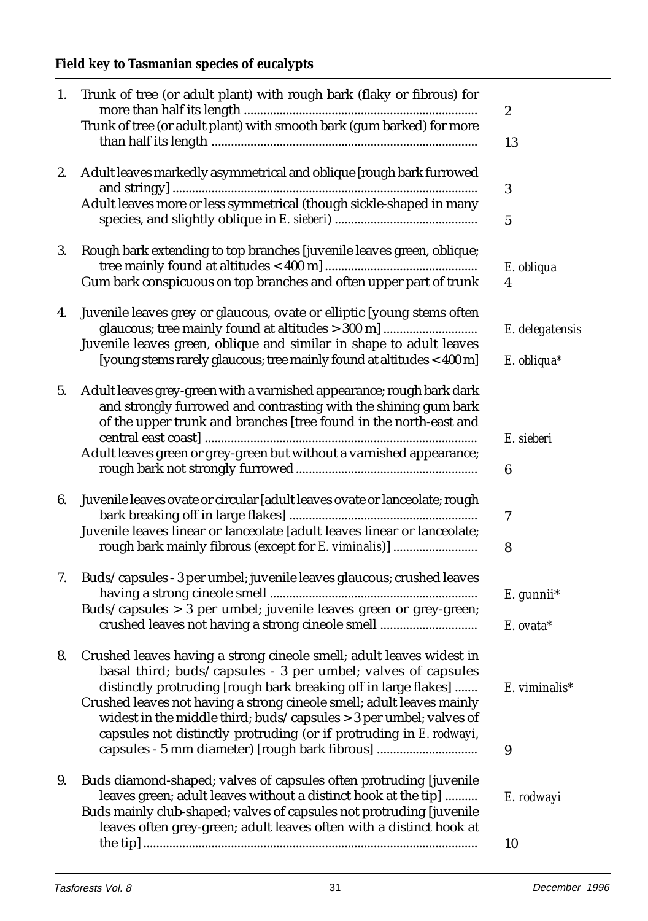**Field key to Tasmanian species of eucalypts**

| | | |
|---|---|---|
| 1. | Trunk of tree (or adult plant) with rough bark (flaky or fibrous) for more than half its length ....................................................................... | 2 |
| | Trunk of tree (or adult plant) with smooth bark (gum barked) for more than half its length ................................................................................. | 13 |
| 2. | Adult leaves markedly asymmetrical and oblique [rough bark furrowed and stringy] ............................................................................................ | 3 |
| | Adult leaves more or less symmetrical (though sickle-shaped in many species, and slightly oblique in *E. sieberi*) ........................................... | 5 |
| 3. | Rough bark extending to top branches [juvenile leaves green, oblique; tree mainly found at altitudes < 400 m] .............................................. | *E. obliqua* |
| | Gum bark conspicuous on top branches and often upper part of trunk | 4 |
| 4. | Juvenile leaves grey or glaucous, ovate or elliptic [young stems often glaucous; tree mainly found at altitudes > 300 m] ............................ | *E. delegatensis* |
| | Juvenile leaves green, oblique and similar in shape to adult leaves [young stems rarely glaucous; tree mainly found at altitudes < 400 m] | *E. obliqua** |
| 5. | Adult leaves grey-green with a varnished appearance; rough bark dark and strongly furrowed and contrasting with the shining gum bark of the upper trunk and branches [tree found in the north-east and central east coast] ................................................................................... | *E. sieberi* |
| | Adult leaves green or grey-green but without a varnished appearance; rough bark not strongly furrowed ........................................................ | 6 |
| 6. | Juvenile leaves ovate or circular [adult leaves ovate or lanceolate; rough bark breaking off in large flakes] .......................................................... | 7 |
| | Juvenile leaves linear or lanceolate [adult leaves linear or lanceolate; rough bark mainly fibrous (except for *E. viminalis*)] .......................... | 8 |
| 7. | Buds/capsules - 3 per umbel; juvenile leaves glaucous; crushed leaves having a strong cineole smell ............................................................... | *E. gunnii** |
| | Buds/capsules > 3 per umbel; juvenile leaves green or grey-green; crushed leaves not having a strong cineole smell ............................. | *E. ovata** |
| 8. | Crushed leaves having a strong cineole smell; adult leaves widest in basal third; buds/capsules - 3 per umbel; valves of capsules distinctly protruding [rough bark breaking off in large flakes] ....... | *E. viminalis** |
| | Crushed leaves not having a strong cineole smell; adult leaves mainly widest in the middle third; buds/capsules > 3 per umbel; valves of capsules not distinctly protruding (or if protruding in *E. rodwayi*, capsules - 5 mm diameter) [rough bark fibrous] .............................. | 9 |
| 9. | Buds diamond-shaped; valves of capsules often protruding [juvenile leaves green; adult leaves without a distinct hook at the tip] .......... | *E. rodwayi* |
| | Buds mainly club-shaped; valves of capsules not protruding [juvenile leaves often grey-green; adult leaves often with a distinct hook at the tip] ...................................................................................................... | 10 |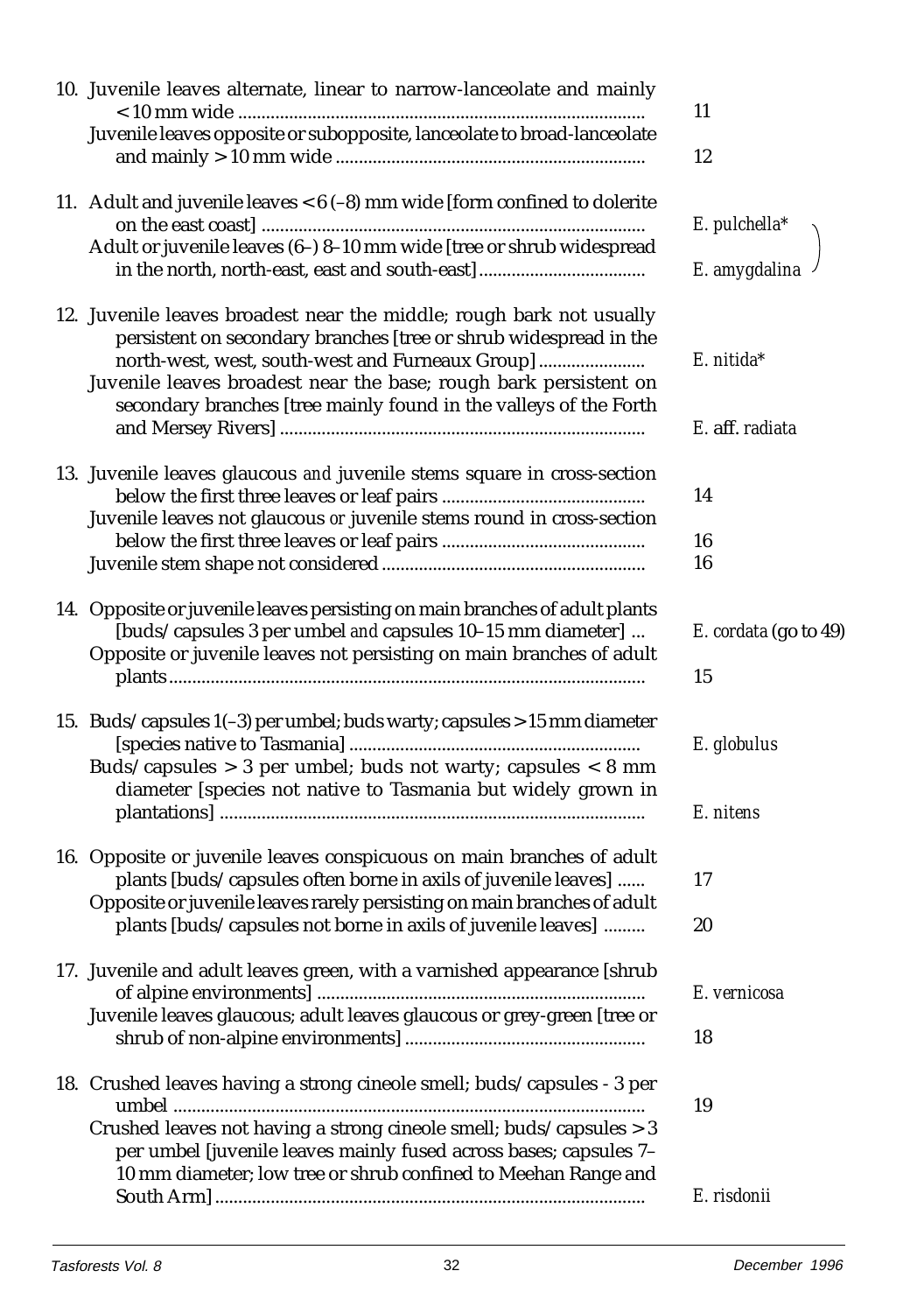| | | |
|---|---|---|
| 10. | Juvenile leaves alternate, linear to narrow-lanceolate and mainly < 10 mm wide | 11 |
| | Juvenile leaves opposite or subopposite, lanceolate to broad-lanceolate and mainly > 10 mm wide | 12 |
| 11. | Adult and juvenile leaves < 6 (–8) mm wide [form confined to dolerite on the east coast] | *E. pulchella*\* |
| | Adult or juvenile leaves (6–) 8–10 mm wide [tree or shrub widespread in the north, north-east, east and south-east] | *E. amygdalina* |
| 12. | Juvenile leaves broadest near the middle; rough bark not usually persistent on secondary branches [tree or shrub widespread in the north-west, west, south-west and Furneaux Group] | *E. nitida*\* |
| | Juvenile leaves broadest near the base; rough bark persistent on secondary branches [tree mainly found in the valleys of the Forth and Mersey Rivers] | *E.* aff. *radiata* |
| 13. | Juvenile leaves glaucous *and* juvenile stems square in cross-section below the first three leaves or leaf pairs | 14 |
| | Juvenile leaves not glaucous *or* juvenile stems round in cross-section below the first three leaves or leaf pairs | 16 |
| | Juvenile stem shape not considered | 16 |
| 14. | Opposite or juvenile leaves persisting on main branches of adult plants [buds/capsules 3 per umbel *and* capsules 10–15 mm diameter] | *E. cordata* (go to 49) |
| | Opposite or juvenile leaves not persisting on main branches of adult plants | 15 |
| 15. | Buds/capsules 1(–3) per umbel; buds warty; capsules > 15 mm diameter [species native to Tasmania] | *E. globulus* |
| | Buds/capsules > 3 per umbel; buds not warty; capsules < 8 mm diameter [species not native to Tasmania but widely grown in plantations] | *E. nitens* |
| 16. | Opposite or juvenile leaves conspicuous on main branches of adult plants [buds/capsules often borne in axils of juvenile leaves] | 17 |
| | Opposite or juvenile leaves rarely persisting on main branches of adult plants [buds/capsules not borne in axils of juvenile leaves] | 20 |
| 17. | Juvenile and adult leaves green, with a varnished appearance [shrub of alpine environments] | *E. vernicosa* |
| | Juvenile leaves glaucous; adult leaves glaucous or grey-green [tree or shrub of non-alpine environments] | 18 |
| 18. | Crushed leaves having a strong cineole smell; buds/capsules - 3 per umbel | 19 |
| | Crushed leaves not having a strong cineole smell; buds/capsules > 3 per umbel [juvenile leaves mainly fused across bases; capsules 7–10 mm diameter; low tree or shrub confined to Meehan Range and South Arm] | *E. risdonii* |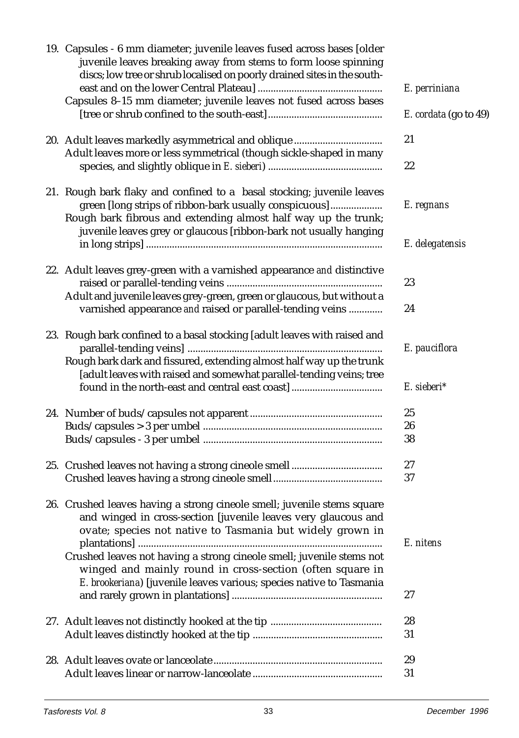19. Capsules - 6 mm diameter; juvenile leaves fused across bases [older juvenile leaves breaking away from stems to form loose spinning discs; low tree or shrub localised on poorly drained sites in the south-east and on the lower Central Plateau] ............................................... *E. perriniana*
    Capsules 8–15 mm diameter; juvenile leaves not fused across bases [tree or shrub confined to the south-east] ........................................... *E. cordata* (go to 49)

20. Adult leaves markedly asymmetrical and oblique ................................. 21
    Adult leaves more or less symmetrical (though sickle-shaped in many species, and slightly oblique in *E. sieberi*) ........................................... 22

21. Rough bark flaky and confined to a basal stocking; juvenile leaves green [long strips of ribbon-bark usually conspicuous] ................... *E. regnans*
    Rough bark fibrous and extending almost half way up the trunk; juvenile leaves grey or glaucous [ribbon-bark not usually hanging in long strips] .......................................................................................... *E. delegatensis*

22. Adult leaves grey-green with a varnished appearance *and* distinctive raised or parallel-tending veins ........................................................... 23
    Adult and juvenile leaves grey-green, green or glaucous, but without a varnished appearance *and* raised or parallel-tending veins ............ 24

23. Rough bark confined to a basal stocking [adult leaves with raised and parallel-tending veins] .......................................................................... *E. pauciflora*
    Rough bark dark and fissured, extending almost half way up the trunk [adult leaves with raised and somewhat parallel-tending veins; tree found in the north-east and central east coast] .................................. *E. sieberi**

24. Number of buds/capsules not apparent .................................................. 25
    Buds/capsules > 3 per umbel .................................................................... 26
    Buds/capsules - 3 per umbel .................................................................... 38

25. Crushed leaves not having a strong cineole smell .................................. 27
    Crushed leaves having a strong cineole smell ......................................... 37

26. Crushed leaves having a strong cineole smell; juvenile stems square and winged in cross-section [juvenile leaves very glaucous and ovate; species not native to Tasmania but widely grown in plantations] ............................................................................................ *E. nitens*
    Crushed leaves not having a strong cineole smell; juvenile stems not winged and mainly round in cross-section (often square in *E. brookeriana*) [juvenile leaves various; species native to Tasmania and rarely grown in plantations] ......................................................... 27

27. Adult leaves not distinctly hooked at the tip .......................................... 28
    Adult leaves distinctly hooked at the tip ................................................. 31

28. Adult leaves ovate or lanceolate ................................................................ 29
    Adult leaves linear or narrow-lanceolate ................................................. 31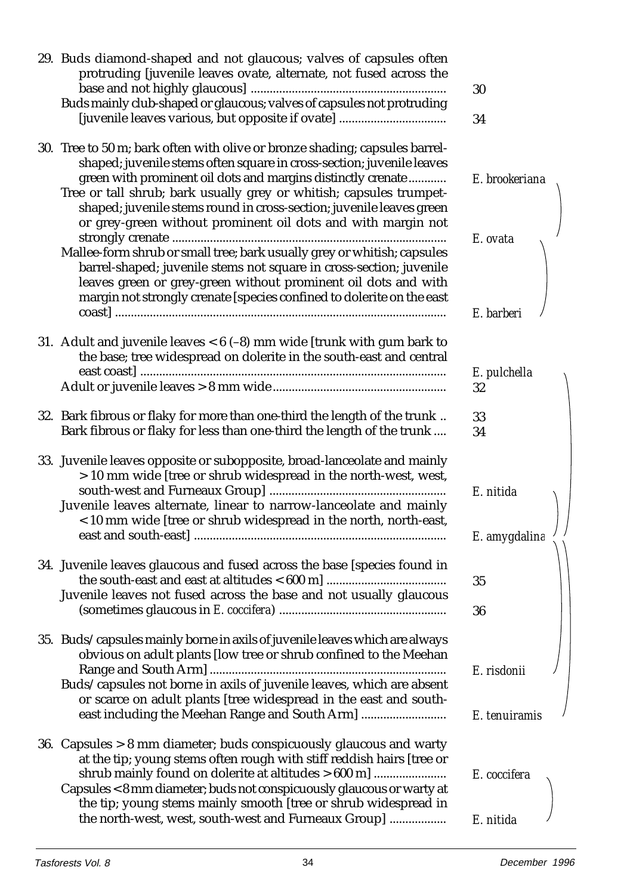29. Buds diamond-shaped and not glaucous; valves of capsules often protruding [juvenile leaves ovate, alternate, not fused across the base and not highly glaucous] .............................................................. 30
    Buds mainly club-shaped or glaucous; valves of capsules not protruding [juvenile leaves various, but opposite if ovate] ................................. 34

30. Tree to 50 m; bark often with olive or bronze shading; capsules barrel-shaped; juvenile stems often square in cross-section; juvenile leaves green with prominent oil dots and margins distinctly crenate ............ *E. brookeriana*
    Tree or tall shrub; bark usually grey or whitish; capsules trumpet-shaped; juvenile stems round in cross-section; juvenile leaves green or grey-green without prominent oil dots and with margin not strongly crenate ...................................................................................... *E. ovata*
    Mallee-form shrub or small tree; bark usually grey or whitish; capsules barrel-shaped; juvenile stems not square in cross-section; juvenile leaves green or grey-green without prominent oil dots and with margin not strongly crenate [species confined to dolerite on the east coast] ......................................................................................................... *E. barberi*

31. Adult and juvenile leaves < 6 (–8) mm wide [trunk with gum bark to the base; tree widespread on dolerite in the south-east and central east coast] ................................................................................................ *E. pulchella*
    Adult or juvenile leaves > 8 mm wide....................................................... 32

32. Bark fibrous or flaky for more than one-third the length of the trunk .. 33
    Bark fibrous or flaky for less than one-third the length of the trunk .... 34

33. Juvenile leaves opposite or subopposite, broad-lanceolate and mainly > 10 mm wide [tree or shrub widespread in the north-west, west, south-west and Furneaux Group] ....................................................... *E. nitida*
    Juvenile leaves alternate, linear to narrow-lanceolate and mainly < 10 mm wide [tree or shrub widespread in the north, north-east, east and south-east] ............................................................................... *E. amygdalina*

34. Juvenile leaves glaucous and fused across the base [species found in the south-east and east at altitudes < 600 m] ...................................... 35
    Juvenile leaves not fused across the base and not usually glaucous (sometimes glaucous in *E. coccifera*) .................................................... 36

35. Buds/capsules mainly borne in axils of juvenile leaves which are always obvious on adult plants [low tree or shrub confined to the Meehan Range and South Arm] ........................................................................... *E. risdonii*
    Buds/capsules not borne in axils of juvenile leaves, which are absent or scarce on adult plants [tree widespread in the east and south-east including the Meehan Range and South Arm] .......................... *E. tenuiramis*

36. Capsules > 8 mm diameter; buds conspicuously glaucous and warty at the tip; young stems often rough with stiff reddish hairs [tree or shrub mainly found on dolerite at altitudes > 600 m] ....................... *E. coccifera*
    Capsules < 8 mm diameter; buds not conspicuously glaucous or warty at the tip; young stems mainly smooth [tree or shrub widespread in the north-west, west, south-west and Furneaux Group] .................. *E. nitida*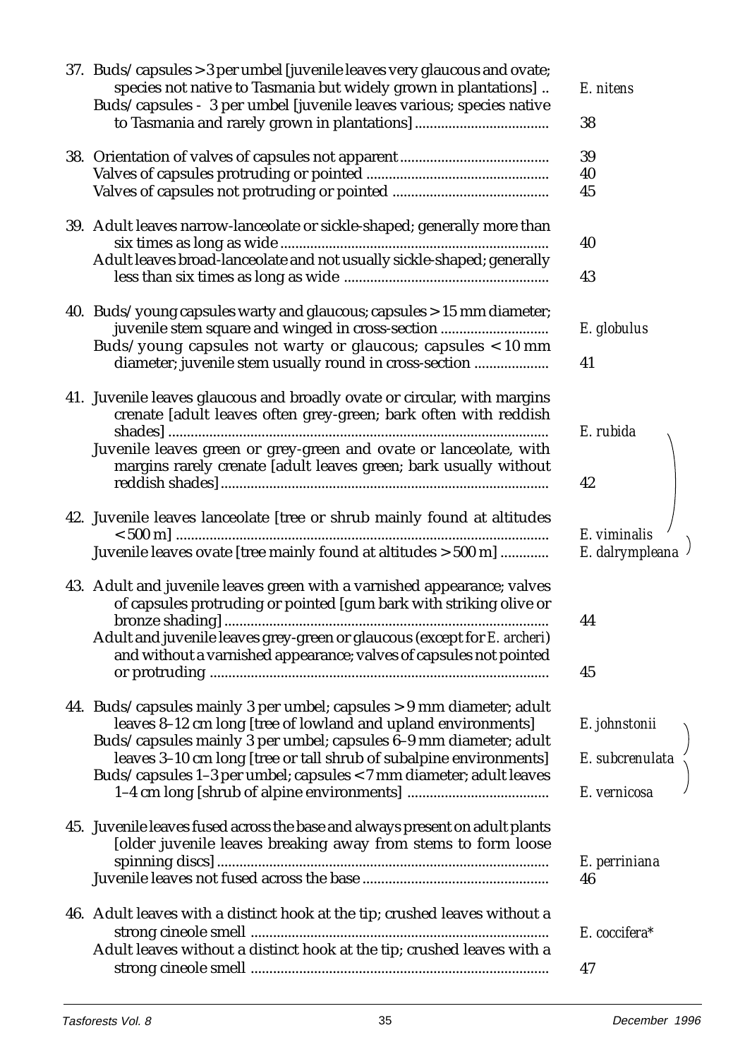37. Buds/capsules > 3 per umbel [juvenile leaves very glaucous and ovate; species not native to Tasmania but widely grown in plantations] .. *E. nitens*
    Buds/capsules - 3 per umbel [juvenile leaves various; species native to Tasmania and rarely grown in plantations] .................................... 38

38. Orientation of valves of capsules not apparent ........................................ 39
    Valves of capsules protruding or pointed ................................................ 40
    Valves of capsules not protruding or pointed .......................................... 45

39. Adult leaves narrow-lanceolate or sickle-shaped; generally more than six times as long as wide ........................................................................ 40
    Adult leaves broad-lanceolate and not usually sickle-shaped; generally less than six times as long as wide ....................................................... 43

40. Buds/young capsules warty and glaucous; capsules > 15 mm diameter; juvenile stem square and winged in cross-section ............................. *E. globulus*
    Buds/young capsules not warty or glaucous; capsules < 10 mm diameter; juvenile stem usually round in cross-section .................... 41

41. Juvenile leaves glaucous and broadly ovate or circular, with margins crenate [adult leaves often grey-green; bark often with reddish shades] ...................................................................................................... *E. rubida*
    Juvenile leaves green or grey-green and ovate or lanceolate, with margins rarely crenate [adult leaves green; bark usually without reddish shades] ....................................................................................... 42

42. Juvenile leaves lanceolate [tree or shrub mainly found at altitudes < 500 m] ............................................................................................... *E. viminalis*
    Juvenile leaves ovate [tree mainly found at altitudes > 500 m] ............. *E. dalrympleana*

43. Adult and juvenile leaves green with a varnished appearance; valves of capsules protruding or pointed [gum bark with striking olive or bronze shading] ...................................................................................... 44
    Adult and juvenile leaves grey-green or glaucous (except for *E. archeri*) and without a varnished appearance; valves of capsules not pointed or protruding ............................................................................................ 45

44. Buds/capsules mainly 3 per umbel; capsules > 9 mm diameter; adult leaves 8–12 cm long [tree of lowland and upland environments] *E. johnstonii*
    Buds/capsules mainly 3 per umbel; capsules 6–9 mm diameter; adult leaves 3–10 cm long [tree or tall shrub of subalpine environments] *E. subcrenulata*
    Buds/capsules 1–3 per umbel; capsules < 7 mm diameter; adult leaves 1–4 cm long [shrub of alpine environments] ...................................... *E. vernicosa*

45. Juvenile leaves fused across the base and always present on adult plants [older juvenile leaves breaking away from stems to form loose spinning discs] ........................................................................................ *E. perriniana*
    Juvenile leaves not fused across the base .................................................. 46

46. Adult leaves with a distinct hook at the tip; crushed leaves without a strong cineole smell ................................................................................ *E. coccifera**
    Adult leaves without a distinct hook at the tip; crushed leaves with a strong cineole smell ................................................................................ 47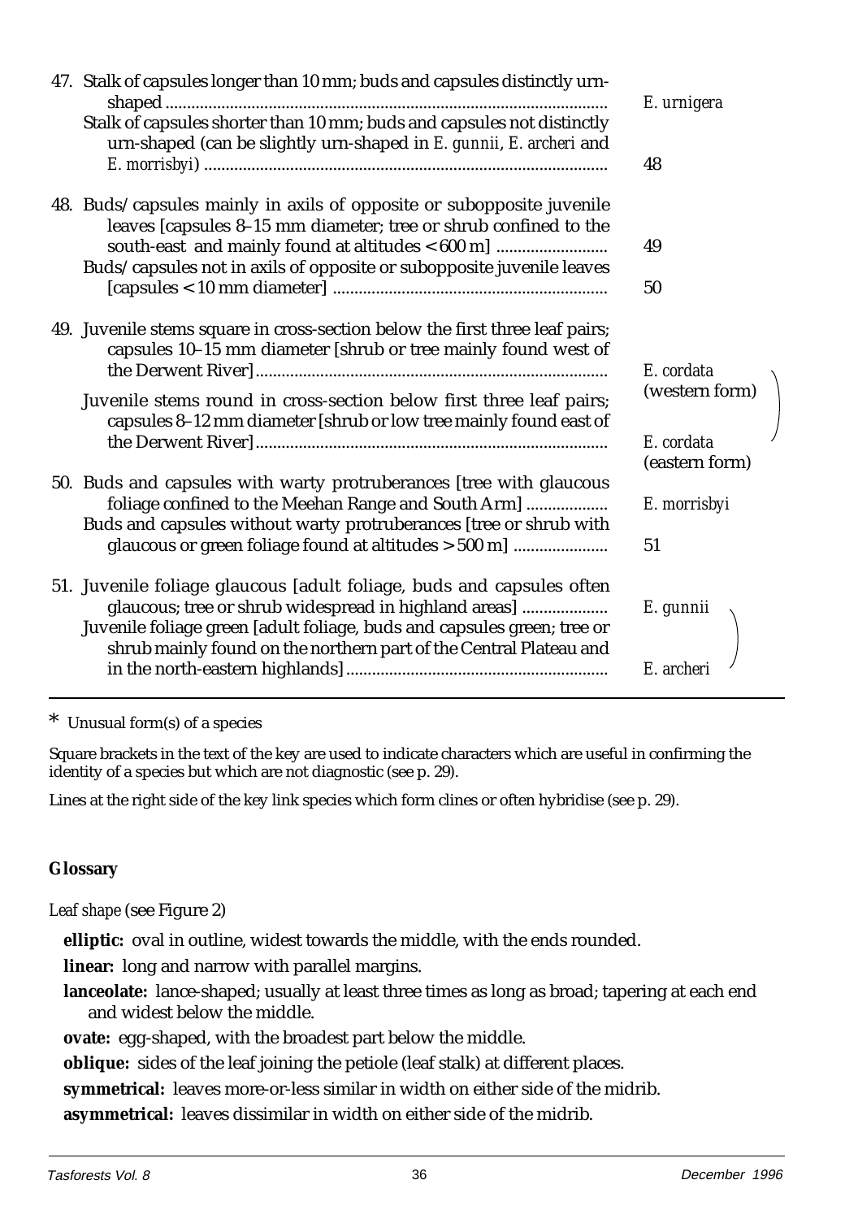47. Stalk of capsules longer than 10 mm; buds and capsules distinctly urn-shaped ............ *E. urnigera*
    Stalk of capsules shorter than 10 mm; buds and capsules not distinctly urn-shaped (can be slightly urn-shaped in *E. gunnii*, *E. archeri* and *E. morrisbyi*) ............ 48

48. Buds/capsules mainly in axils of opposite or subopposite juvenile leaves [capsules 8–15 mm diameter; tree or shrub confined to the south-east and mainly found at altitudes < 600 m] ............ 49
    Buds/capsules not in axils of opposite or subopposite juvenile leaves [capsules < 10 mm diameter] ............ 50

49. Juvenile stems square in cross-section below the first three leaf pairs; capsules 10–15 mm diameter [shrub or tree mainly found west of the Derwent River] ............ *E. cordata* (western form)
    Juvenile stems round in cross-section below first three leaf pairs; capsules 8–12 mm diameter [shrub or low tree mainly found east of the Derwent River] ............ *E. cordata* (eastern form)

50. Buds and capsules with warty protruberances [tree with glaucous foliage confined to the Meehan Range and South Arm] ............ *E. morrisbyi*
    Buds and capsules without warty protruberances [tree or shrub with glaucous or green foliage found at altitudes > 500 m] ............ 51

51. Juvenile foliage glaucous [adult foliage, buds and capsules often glaucous; tree or shrub widespread in highland areas] ............ *E. gunnii*
    Juvenile foliage green [adult foliage, buds and capsules green; tree or shrub mainly found on the northern part of the Central Plateau and in the north-eastern highlands] ............ *E. archeri*

---

\* Unusual form(s) of a species

Square brackets in the text of the key are used to indicate characters which are useful in confirming the identity of a species but which are not diagnostic (see p. 29).

Lines at the right side of the key link species which form clines or often hybridise (see p. 29).

## Glossary

*Leaf shape* (see Figure 2)

**elliptic:** oval in outline, widest towards the middle, with the ends rounded.

**linear:** long and narrow with parallel margins.

**lanceolate:** lance-shaped; usually at least three times as long as broad; tapering at each end and widest below the middle.

**ovate:** egg-shaped, with the broadest part below the middle.

**oblique:** sides of the leaf joining the petiole (leaf stalk) at different places.

**symmetrical:** leaves more-or-less similar in width on either side of the midrib.

**asymmetrical:** leaves dissimilar in width on either side of the midrib.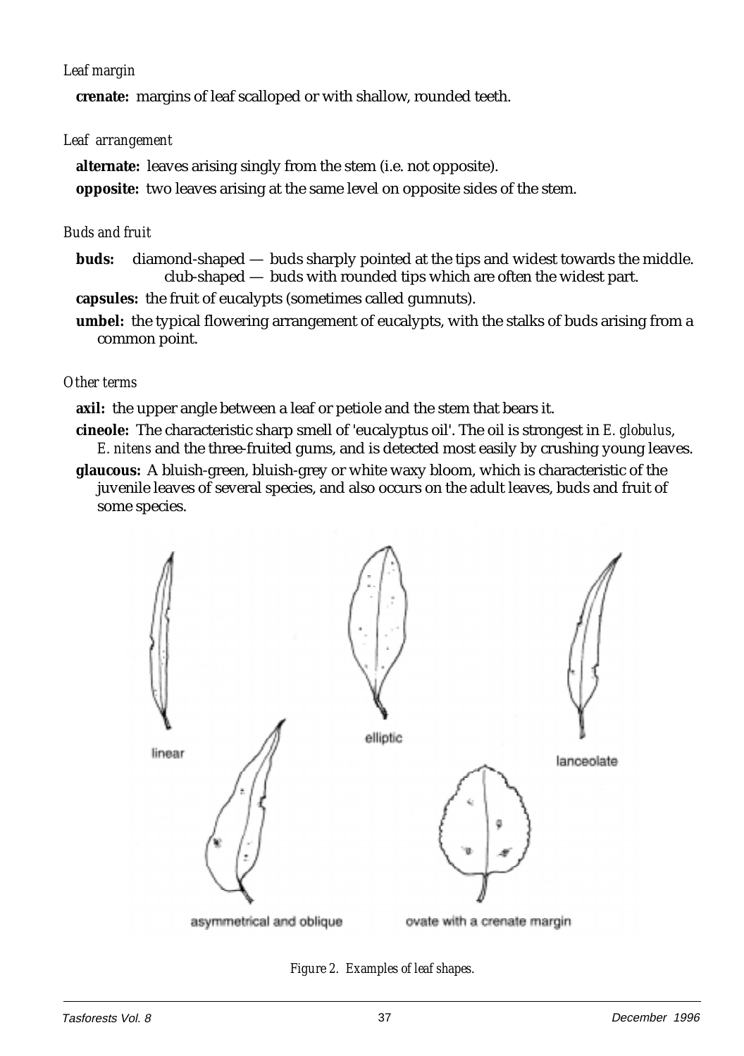*Leaf margin*

**crenate:** margins of leaf scalloped or with shallow, rounded teeth.

*Leaf arrangement*

**alternate:** leaves arising singly from the stem (i.e. not opposite).

**opposite:** two leaves arising at the same level on opposite sides of the stem.

*Buds and fruit*

**buds:** diamond-shaped — buds sharply pointed at the tips and widest towards the middle. club-shaped — buds with rounded tips which are often the widest part.

**capsules:** the fruit of eucalypts (sometimes called gumnuts).

**umbel:** the typical flowering arrangement of eucalypts, with the stalks of buds arising from a common point.

*Other terms*

**axil:** the upper angle between a leaf or petiole and the stem that bears it.

**cineole:** The characteristic sharp smell of 'eucalyptus oil'. The oil is strongest in *E. globulus*, *E. nitens* and the three-fruited gums, and is detected most easily by crushing young leaves.

**glaucous:** A bluish-green, bluish-grey or white waxy bloom, which is characteristic of the juvenile leaves of several species, and also occurs on the adult leaves, buds and fruit of some species.

linear — elliptic — lanceolate — asymmetrical and oblique — ovate with a crenate margin

*Figure 2. Examples of leaf shapes.*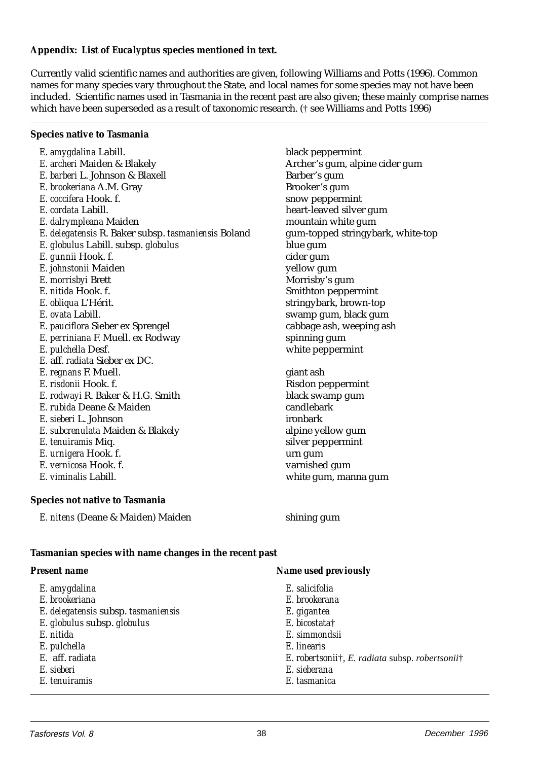**Appendix: List of *Eucalyptus* species mentioned in text.**

Currently valid scientific names and authorities are given, following Williams and Potts (1996). Common names for many species vary throughout the State, and local names for some species may not have been included. Scientific names used in Tasmania in the recent past are also given; these mainly comprise names which have been superseded as a result of taxonomic research. († see Williams and Potts 1996)

**Species native to Tasmania**

| | |
|---|---|
| *E. amygdalina* Labill. | black peppermint |
| *E. archeri* Maiden & Blakely | Archer's gum, alpine cider gum |
| *E. barberi* L. Johnson & Blaxell | Barber's gum |
| *E. brookeriana* A.M. Gray | Brooker's gum |
| *E. coccifera* Hook. f. | snow peppermint |
| *E. cordata* Labill. | heart-leaved silver gum |
| *E. dalrympleana* Maiden | mountain white gum |
| *E. delegatensis* R. Baker subsp. *tasmaniensis* Boland | gum-topped stringybark, white-top |
| *E. globulus* Labill. subsp. *globulus* | blue gum |
| *E. gunnii* Hook. f. | cider gum |
| *E. johnstonii* Maiden | yellow gum |
| *E. morrisbyi* Brett | Morrisby's gum |
| *E. nitida* Hook. f. | Smithton peppermint |
| *E. obliqua* L'Hérit. | stringybark, brown-top |
| *E. ovata* Labill. | swamp gum, black gum |
| *E. pauciflora* Sieber ex Sprengel | cabbage ash, weeping ash |
| *E. perriniana* F. Muell. ex Rodway | spinning gum |
| *E. pulchella* Desf. | white peppermint |
| *E.* aff. *radiata* Sieber ex DC. | |
| *E. regnans* F. Muell. | giant ash |
| *E. risdonii* Hook. f. | Risdon peppermint |
| *E. rodwayi* R. Baker & H.G. Smith | black swamp gum |
| *E. rubida* Deane & Maiden | candlebark |
| *E. sieberi* L. Johnson | ironbark |
| *E. subcrenulata* Maiden & Blakely | alpine yellow gum |
| *E. tenuiramis* Miq. | silver peppermint |
| *E. urnigera* Hook. f. | urn gum |
| *E. vernicosa* Hook. f. | varnished gum |
| *E. viminalis* Labill. | white gum, manna gum |

**Species not native to Tasmania**

| | |
|---|---|
| *E. nitens* (Deane & Maiden) Maiden | shining gum |

**Tasmanian species with name changes in the recent past**

| ***Present name*** | ***Name used previously*** |
|---|---|
| *E. amygdalina* | *E. salicifolia* |
| *E. brookeriana* | *E. brookerana* |
| *E. delegatensis* subsp. *tasmaniensis* | *E. gigantea* |
| *E. globulus* subsp. *globulus* | *E. bicostata*† |
| *E. nitida* | *E. simmondsii* |
| *E. pulchella* | *E. linearis* |
| *E.* aff. *radiata* | *E. robertsonii*†, *E. radiata* subsp. *robertsonii*† |
| *E. sieberi* | *E. sieberana* |
| *E. tenuiramis* | *E. tasmanica* |